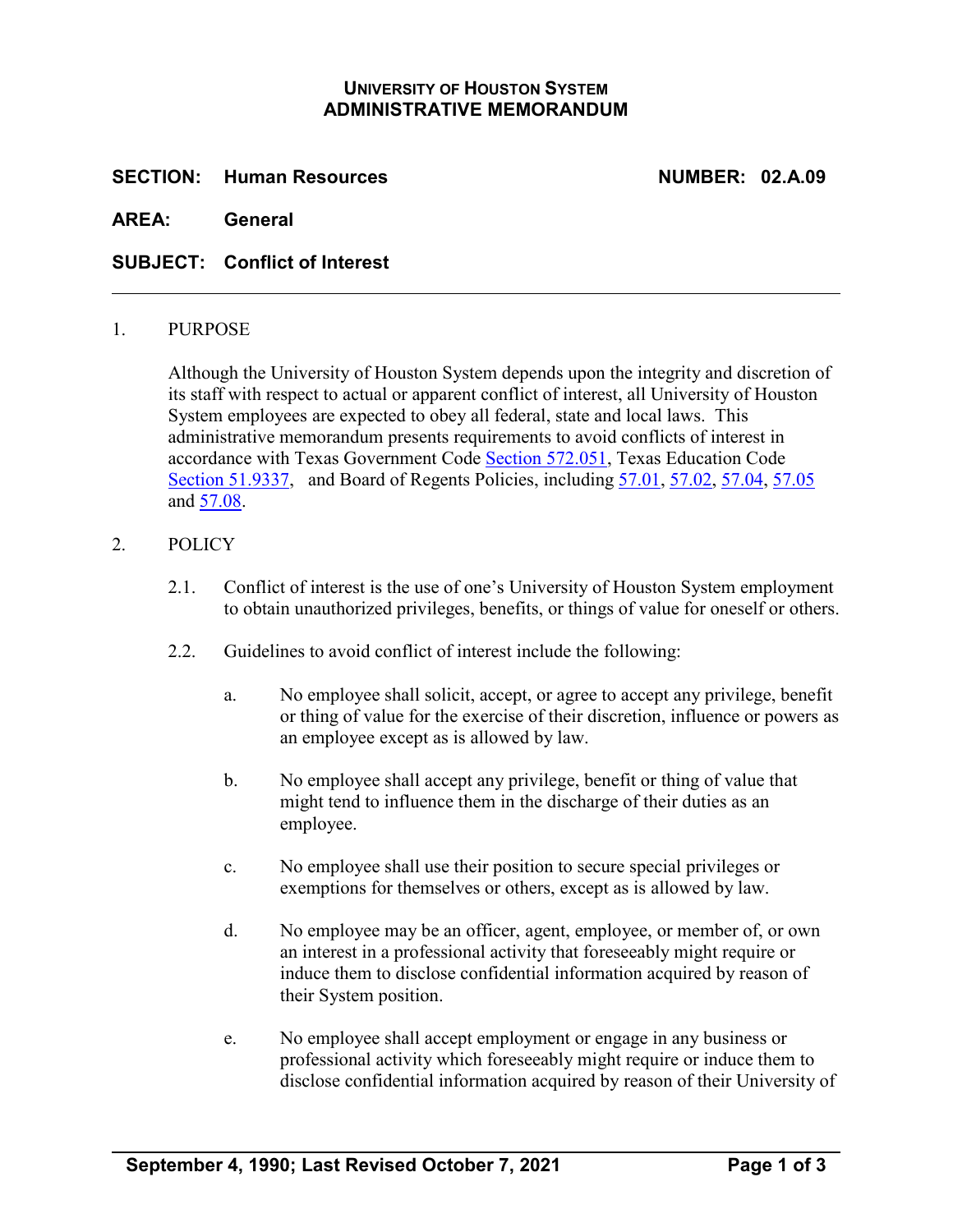**UNIVERSITY OF HOUSTON SYSTEM**
**ADMINISTRATIVE MEMORANDUM**

**SECTION: Human Resources** **NUMBER: 02.A.09**

**AREA: General**

**SUBJECT: Conflict of Interest**

---

1. PURPOSE

   Although the University of Houston System depends upon the integrity and discretion of its staff with respect to actual or apparent conflict of interest, all University of Houston System employees are expected to obey all federal, state and local laws. This administrative memorandum presents requirements to avoid conflicts of interest in accordance with Texas Government Code Section 572.051, Texas Education Code Section 51.9337, and Board of Regents Policies, including 57.01, 57.02, 57.04, 57.05 and 57.08.

2. POLICY

   2.1. Conflict of interest is the use of one's University of Houston System employment to obtain unauthorized privileges, benefits, or things of value for oneself or others.

   2.2. Guidelines to avoid conflict of interest include the following:

      a. No employee shall solicit, accept, or agree to accept any privilege, benefit or thing of value for the exercise of their discretion, influence or powers as an employee except as is allowed by law.

      b. No employee shall accept any privilege, benefit or thing of value that might tend to influence them in the discharge of their duties as an employee.

      c. No employee shall use their position to secure special privileges or exemptions for themselves or others, except as is allowed by law.

      d. No employee may be an officer, agent, employee, or member of, or own an interest in a professional activity that foreseeably might require or induce them to disclose confidential information acquired by reason of their System position.

      e. No employee shall accept employment or engage in any business or professional activity which foreseeably might require or induce them to disclose confidential information acquired by reason of their University of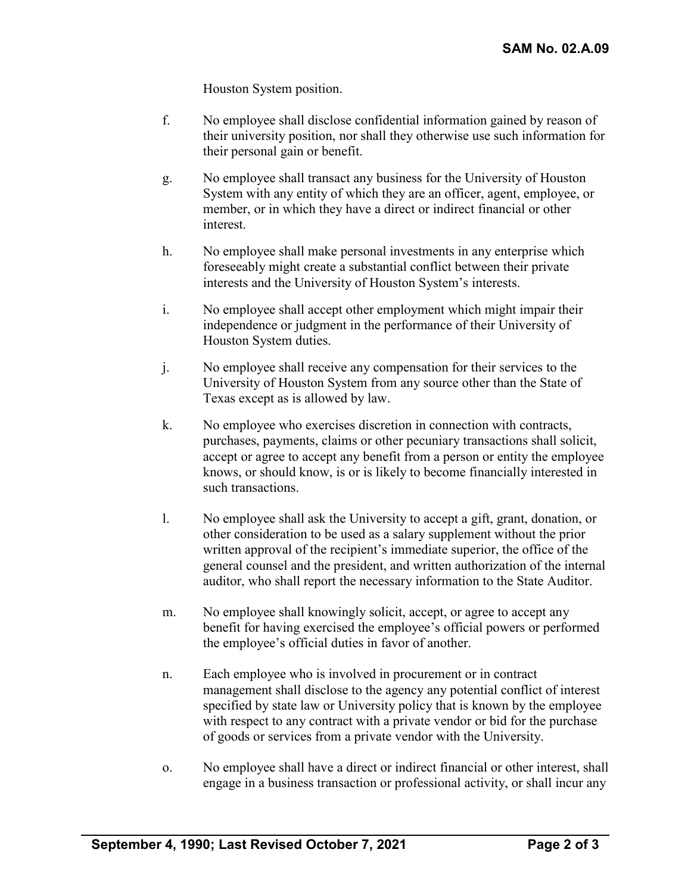Houston System position.

f. No employee shall disclose confidential information gained by reason of their university position, nor shall they otherwise use such information for their personal gain or benefit.

g. No employee shall transact any business for the University of Houston System with any entity of which they are an officer, agent, employee, or member, or in which they have a direct or indirect financial or other interest.

h. No employee shall make personal investments in any enterprise which foreseeably might create a substantial conflict between their private interests and the University of Houston System's interests.

i. No employee shall accept other employment which might impair their independence or judgment in the performance of their University of Houston System duties.

j. No employee shall receive any compensation for their services to the University of Houston System from any source other than the State of Texas except as is allowed by law.

k. No employee who exercises discretion in connection with contracts, purchases, payments, claims or other pecuniary transactions shall solicit, accept or agree to accept any benefit from a person or entity the employee knows, or should know, is or is likely to become financially interested in such transactions.

l. No employee shall ask the University to accept a gift, grant, donation, or other consideration to be used as a salary supplement without the prior written approval of the recipient's immediate superior, the office of the general counsel and the president, and written authorization of the internal auditor, who shall report the necessary information to the State Auditor.

m. No employee shall knowingly solicit, accept, or agree to accept any benefit for having exercised the employee's official powers or performed the employee's official duties in favor of another.

n. Each employee who is involved in procurement or in contract management shall disclose to the agency any potential conflict of interest specified by state law or University policy that is known by the employee with respect to any contract with a private vendor or bid for the purchase of goods or services from a private vendor with the University.

o. No employee shall have a direct or indirect financial or other interest, shall engage in a business transaction or professional activity, or shall incur any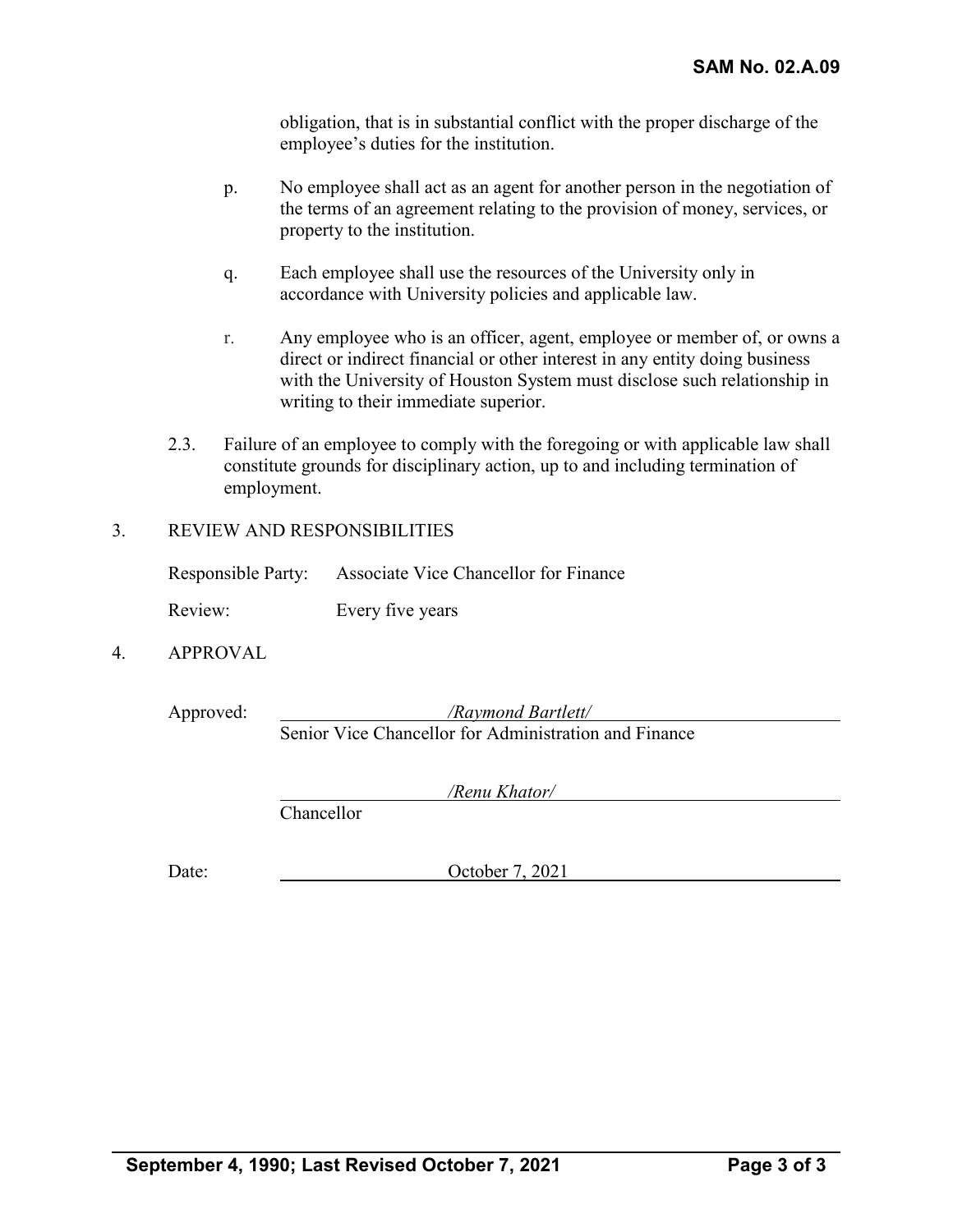obligation, that is in substantial conflict with the proper discharge of the employee's duties for the institution.

p. No employee shall act as an agent for another person in the negotiation of the terms of an agreement relating to the provision of money, services, or property to the institution.

q. Each employee shall use the resources of the University only in accordance with University policies and applicable law.

r. Any employee who is an officer, agent, employee or member of, or owns a direct or indirect financial or other interest in any entity doing business with the University of Houston System must disclose such relationship in writing to their immediate superior.

2.3. Failure of an employee to comply with the foregoing or with applicable law shall constitute grounds for disciplinary action, up to and including termination of employment.

## 3. REVIEW AND RESPONSIBILITIES

Responsible Party: Associate Vice Chancellor for Finance

Review: Every five years

## 4. APPROVAL

Approved: */Raymond Bartlett/*
Senior Vice Chancellor for Administration and Finance

*/Renu Khator/*
Chancellor

Date: October 7, 2021